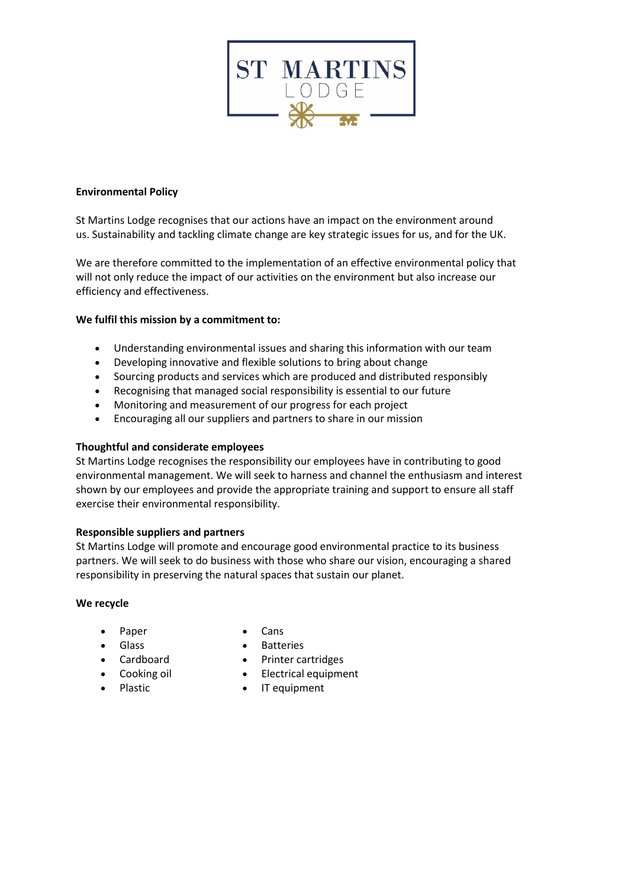# Environmental Policy

St Martins Lodge recognises that our actions have an impact on the environment around us. Sustainability and tackling climate change are key strategic issues for us, and for the UK.

We are therefore committed to the implementation of an effective environmental policy that will not only reduce the impact of our activities on the environment but also increase our efficiency and effectiveness.

**We fulfil this mission by a commitment to:**

- Understanding environmental issues and sharing this information with our team
- Developing innovative and flexible solutions to bring about change
- Sourcing products and services which are produced and distributed responsibly
- Recognising that managed social responsibility is essential to our future
- Monitoring and measurement of our progress for each project
- Encouraging all our suppliers and partners to share in our mission

**Thoughtful and considerate employees**

St Martins Lodge recognises the responsibility our employees have in contributing to good environmental management. We will seek to harness and channel the enthusiasm and interest shown by our employees and provide the appropriate training and support to ensure all staff exercise their environmental responsibility.

**Responsible suppliers and partners**

St Martins Lodge will promote and encourage good environmental practice to its business partners. We will seek to do business with those who share our vision, encouraging a shared responsibility in preserving the natural spaces that sustain our planet.

**We recycle**

- Paper
- Glass
- Cardboard
- Cooking oil
- Plastic
- Cans
- Batteries
- Printer cartridges
- Electrical equipment
- IT equipment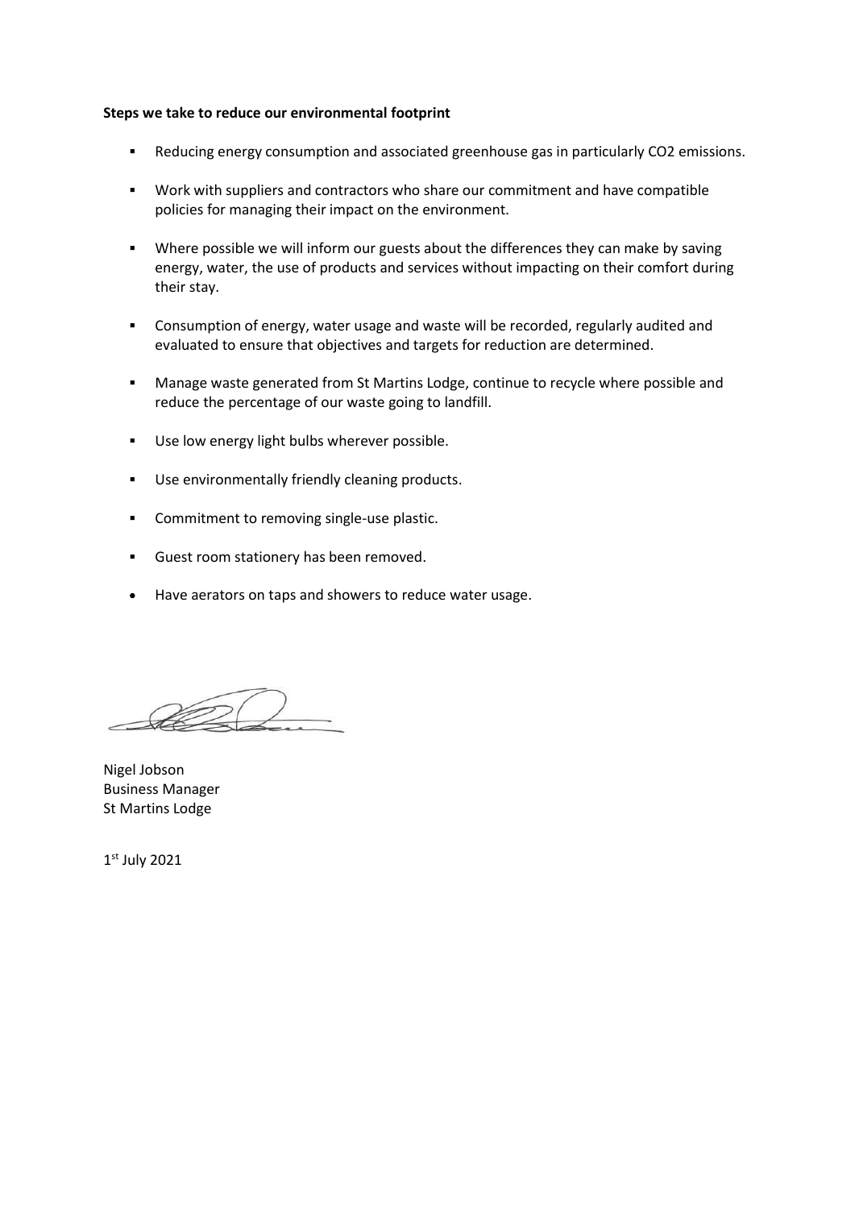**Steps we take to reduce our environmental footprint**

- Reducing energy consumption and associated greenhouse gas in particularly CO2 emissions.
- Work with suppliers and contractors who share our commitment and have compatible policies for managing their impact on the environment.
- Where possible we will inform our guests about the differences they can make by saving energy, water, the use of products and services without impacting on their comfort during their stay.
- Consumption of energy, water usage and waste will be recorded, regularly audited and evaluated to ensure that objectives and targets for reduction are determined.
- Manage waste generated from St Martins Lodge, continue to recycle where possible and reduce the percentage of our waste going to landfill.
- Use low energy light bulbs wherever possible.
- Use environmentally friendly cleaning products.
- Commitment to removing single-use plastic.
- Guest room stationery has been removed.
- Have aerators on taps and showers to reduce water usage.

Nigel Jobson
Business Manager
St Martins Lodge

1st July 2021